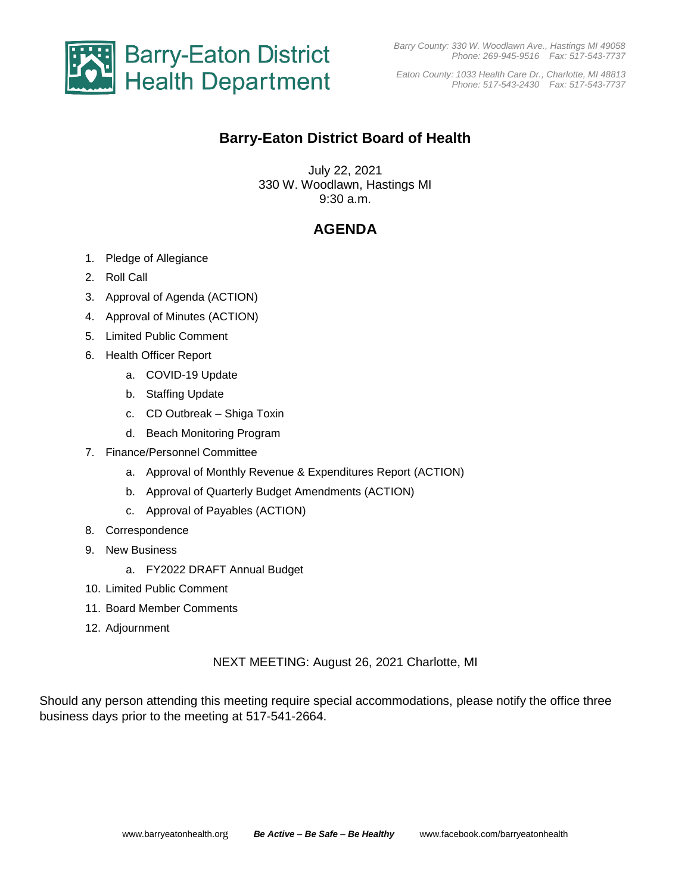Barry-Eaton District Health Department

*Barry County: 330 W. Woodlawn Ave., Hastings MI 49058*
*Phone: 269-945-9516 Fax: 517-543-7737*

*Eaton County: 1033 Health Care Dr., Charlotte, MI 48813*
*Phone: 517-543-2430 Fax: 517-543-7737*

# Barry-Eaton District Board of Health

July 22, 2021
330 W. Woodlawn, Hastings MI
9:30 a.m.

## AGENDA

1. Pledge of Allegiance
2. Roll Call
3. Approval of Agenda (ACTION)
4. Approval of Minutes (ACTION)
5. Limited Public Comment
6. Health Officer Report
   a. COVID-19 Update
   b. Staffing Update
   c. CD Outbreak – Shiga Toxin
   d. Beach Monitoring Program
7. Finance/Personnel Committee
   a. Approval of Monthly Revenue & Expenditures Report (ACTION)
   b. Approval of Quarterly Budget Amendments (ACTION)
   c. Approval of Payables (ACTION)
8. Correspondence
9. New Business
   a. FY2022 DRAFT Annual Budget
10. Limited Public Comment
11. Board Member Comments
12. Adjournment

NEXT MEETING: August 26, 2021 Charlotte, MI

Should any person attending this meeting require special accommodations, please notify the office three business days prior to the meeting at 517-541-2664.

www.barryeatonhealth.org ***Be Active – Be Safe – Be Healthy*** www.facebook.com/barryeatonhealth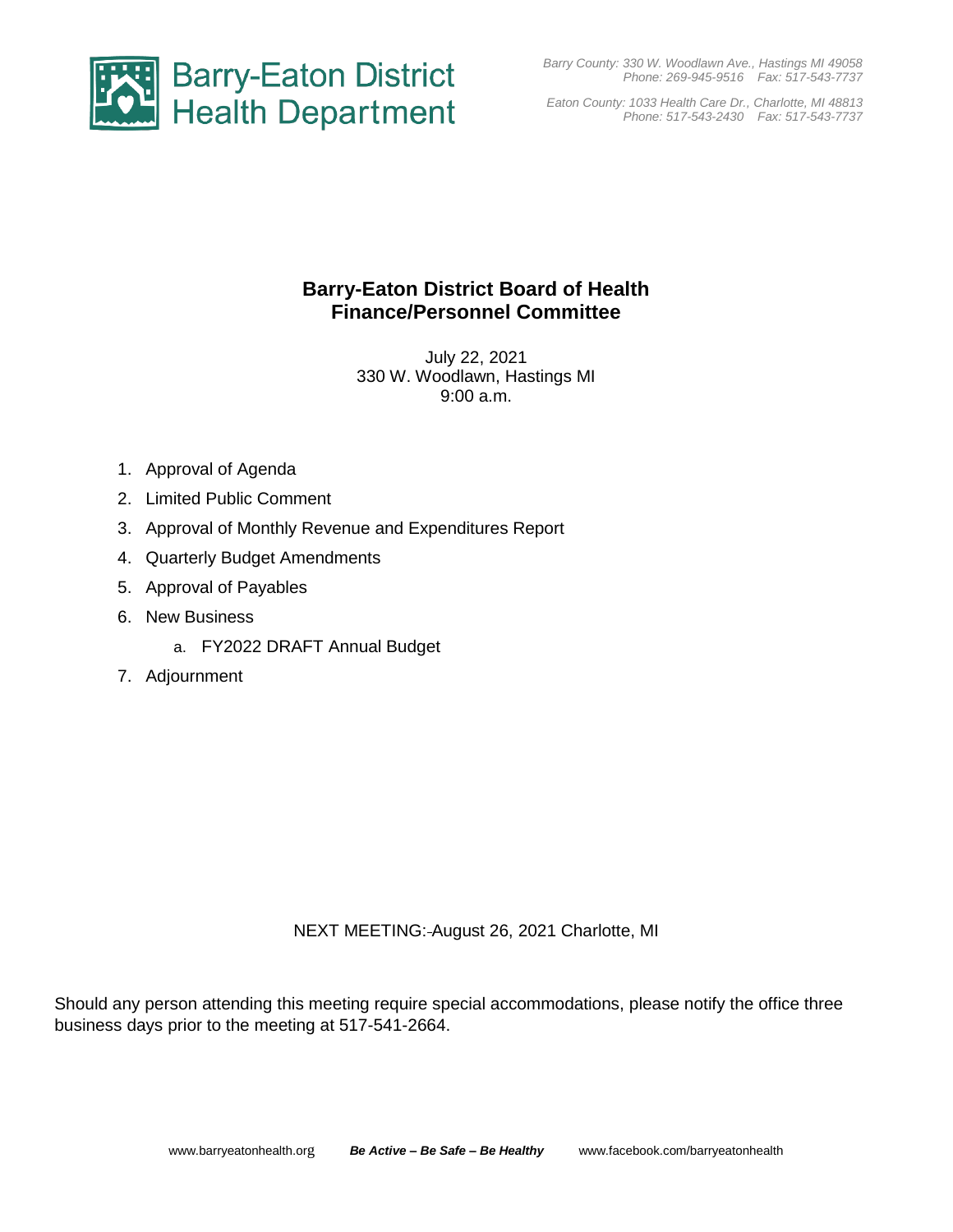Barry-Eaton District Health Department

*Barry County: 330 W. Woodlawn Ave., Hastings MI 49058*
*Phone: 269-945-9516 Fax: 517-543-7737*

*Eaton County: 1033 Health Care Dr., Charlotte, MI 48813*
*Phone: 517-543-2430 Fax: 517-543-7737*

# Barry-Eaton District Board of Health
# Finance/Personnel Committee

July 22, 2021
330 W. Woodlawn, Hastings MI
9:00 a.m.

1. Approval of Agenda
2. Limited Public Comment
3. Approval of Monthly Revenue and Expenditures Report
4. Quarterly Budget Amendments
5. Approval of Payables
6. New Business
    a. FY2022 DRAFT Annual Budget
7. Adjournment

NEXT MEETING: August 26, 2021 Charlotte, MI

Should any person attending this meeting require special accommodations, please notify the office three business days prior to the meeting at 517-541-2664.

www.barryeatonhealth.org ***Be Active – Be Safe – Be Healthy*** www.facebook.com/barryeatonhealth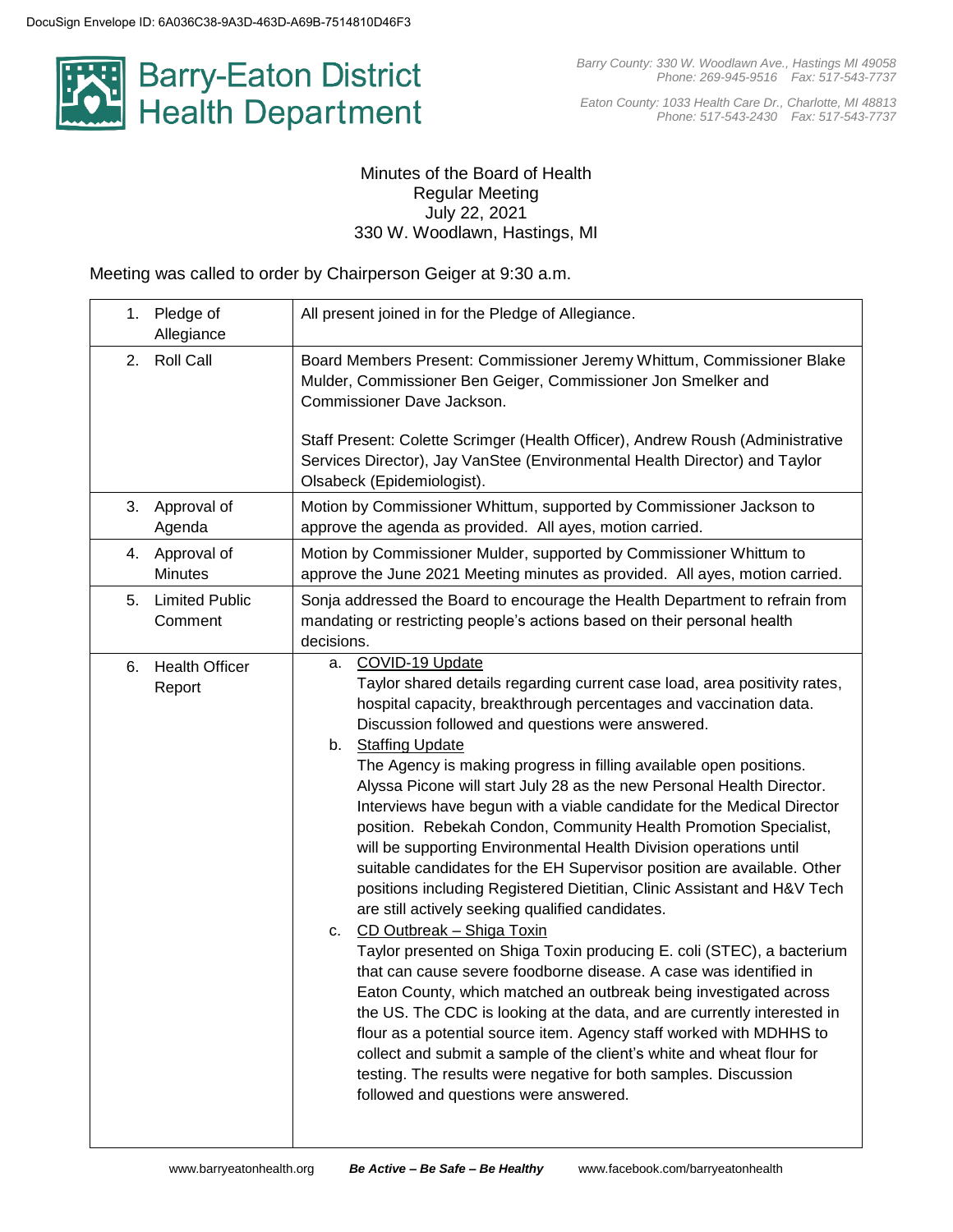DocuSign Envelope ID: 6A036C38-9A3D-463D-A69B-7514810D46F3

# Barry-Eaton District Health Department

*Barry County: 330 W. Woodlawn Ave., Hastings MI 49058*
*Phone: 269-945-9516 Fax: 517-543-7737*

*Eaton County: 1033 Health Care Dr., Charlotte, MI 48813*
*Phone: 517-543-2430 Fax: 517-543-7737*

Minutes of the Board of Health
Regular Meeting
July 22, 2021
330 W. Woodlawn, Hastings, MI

Meeting was called to order by Chairperson Geiger at 9:30 a.m.

| | |
|---|---|
| 1. Pledge of Allegiance | All present joined in for the Pledge of Allegiance. |
| 2. Roll Call | Board Members Present: Commissioner Jeremy Whittum, Commissioner Blake Mulder, Commissioner Ben Geiger, Commissioner Jon Smelker and Commissioner Dave Jackson.<br><br>Staff Present: Colette Scrimger (Health Officer), Andrew Roush (Administrative Services Director), Jay VanStee (Environmental Health Director) and Taylor Olsabeck (Epidemiologist). |
| 3. Approval of Agenda | Motion by Commissioner Whittum, supported by Commissioner Jackson to approve the agenda as provided. All ayes, motion carried. |
| 4. Approval of Minutes | Motion by Commissioner Mulder, supported by Commissioner Whittum to approve the June 2021 Meeting minutes as provided. All ayes, motion carried. |
| 5. Limited Public Comment | Sonja addressed the Board to encourage the Health Department to refrain from mandating or restricting people's actions based on their personal health decisions. |
| 6. Health Officer Report | a. <u>COVID-19 Update</u><br>Taylor shared details regarding current case load, area positivity rates, hospital capacity, breakthrough percentages and vaccination data. Discussion followed and questions were answered.<br>b. <u>Staffing Update</u><br>The Agency is making progress in filling available open positions. Alyssa Picone will start July 28 as the new Personal Health Director. Interviews have begun with a viable candidate for the Medical Director position. Rebekah Condon, Community Health Promotion Specialist, will be supporting Environmental Health Division operations until suitable candidates for the EH Supervisor position are available. Other positions including Registered Dietitian, Clinic Assistant and H&V Tech are still actively seeking qualified candidates.<br>c. <u>CD Outbreak – Shiga Toxin</u><br>Taylor presented on Shiga Toxin producing E. coli (STEC), a bacterium that can cause severe foodborne disease. A case was identified in Eaton County, which matched an outbreak being investigated across the US. The CDC is looking at the data, and are currently interested in flour as a potential source item. Agency staff worked with MDHHS to collect and submit a sample of the client's white and wheat flour for testing. The results were negative for both samples. Discussion followed and questions were answered. |

www.barryeatonhealth.org ***Be Active – Be Safe – Be Healthy*** www.facebook.com/barryeatonhealth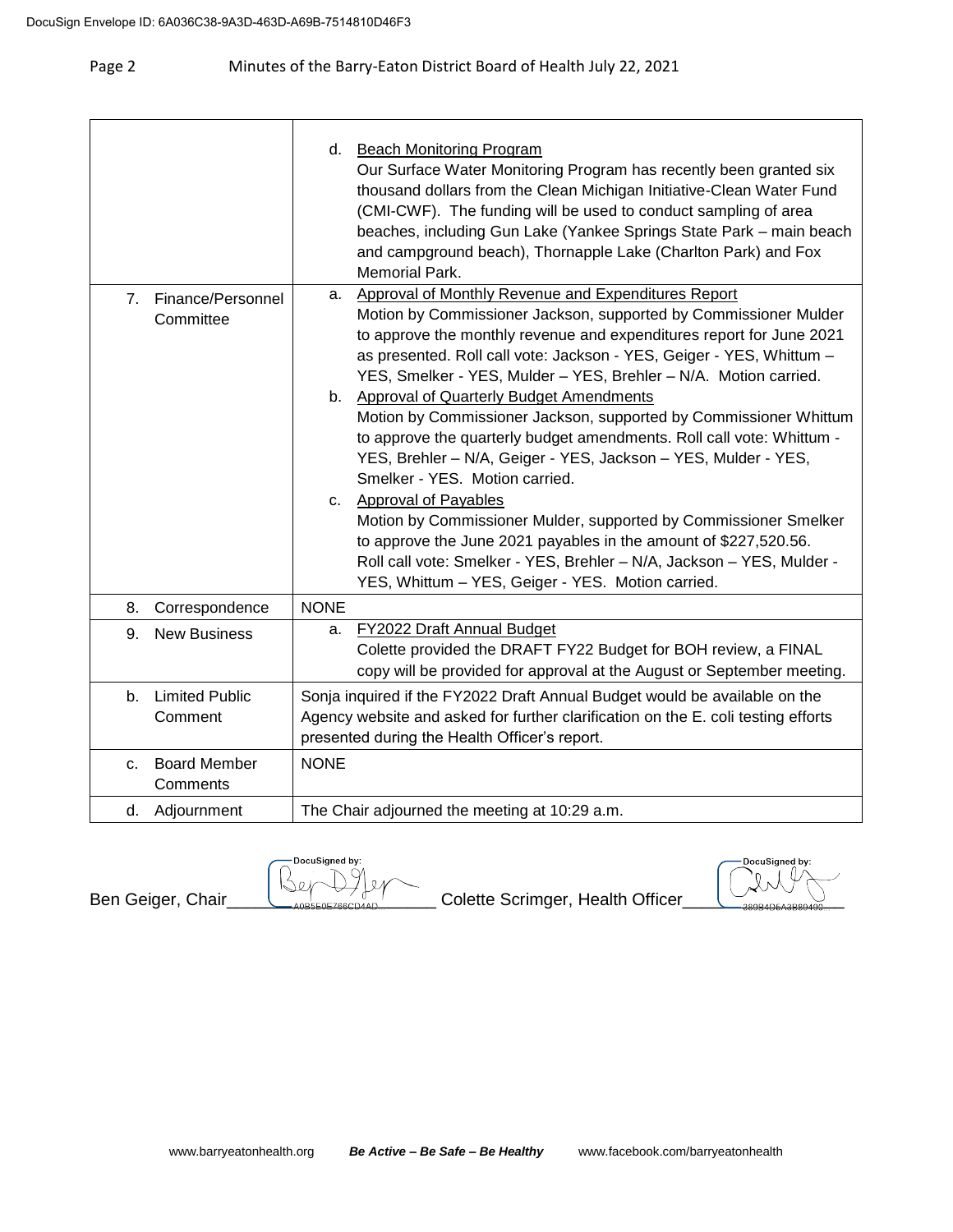| | |
|---|---|
| | d. Beach Monitoring Program<br>Our Surface Water Monitoring Program has recently been granted six thousand dollars from the Clean Michigan Initiative-Clean Water Fund (CMI-CWF). The funding will be used to conduct sampling of area beaches, including Gun Lake (Yankee Springs State Park – main beach and campground beach), Thornapple Lake (Charlton Park) and Fox Memorial Park. |
| 7. Finance/Personnel Committee | a. Approval of Monthly Revenue and Expenditures Report<br>Motion by Commissioner Jackson, supported by Commissioner Mulder to approve the monthly revenue and expenditures report for June 2021 as presented. Roll call vote: Jackson - YES, Geiger - YES, Whittum – YES, Smelker - YES, Mulder – YES, Brehler – N/A. Motion carried.<br>b. Approval of Quarterly Budget Amendments<br>Motion by Commissioner Jackson, supported by Commissioner Whittum to approve the quarterly budget amendments. Roll call vote: Whittum - YES, Brehler – N/A, Geiger - YES, Jackson – YES, Mulder - YES, Smelker - YES. Motion carried.<br>c. Approval of Payables<br>Motion by Commissioner Mulder, supported by Commissioner Smelker to approve the June 2021 payables in the amount of $227,520.56. Roll call vote: Smelker - YES, Brehler – N/A, Jackson – YES, Mulder - YES, Whittum – YES, Geiger - YES. Motion carried. |
| 8. Correspondence | NONE |
| 9. New Business | a. FY2022 Draft Annual Budget<br>Colette provided the DRAFT FY22 Budget for BOH review, a FINAL copy will be provided for approval at the August or September meeting. |
| b. Limited Public Comment | Sonja inquired if the FY2022 Draft Annual Budget would be available on the Agency website and asked for further clarification on the E. coli testing efforts presented during the Health Officer's report. |
| c. Board Member Comments | NONE |
| d. Adjournment | The Chair adjourned the meeting at 10:29 a.m. |

Ben Geiger, Chair\_\_\_\_\_\_\_\_\_\_ Colette Scrimger, Health Officer\_\_\_\_\_\_\_\_\_\_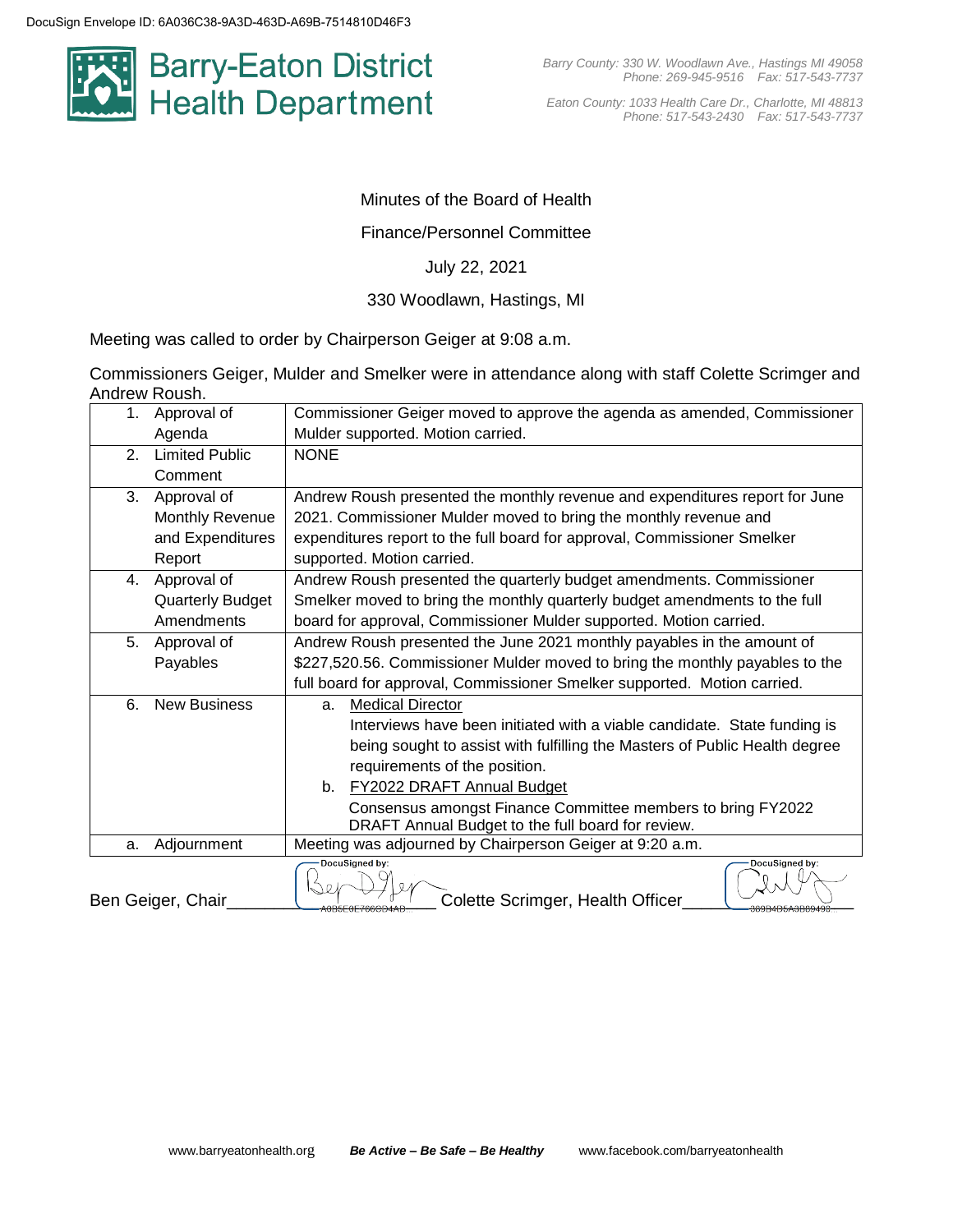DocuSign Envelope ID: 6A036C38-9A3D-463D-A69B-7514810D46F3

# Barry-Eaton District Health Department

*Barry County: 330 W. Woodlawn Ave., Hastings MI 49058*
*Phone: 269-945-9516 Fax: 517-543-7737*

*Eaton County: 1033 Health Care Dr., Charlotte, MI 48813*
*Phone: 517-543-2430 Fax: 517-543-7737*

Minutes of the Board of Health

Finance/Personnel Committee

July 22, 2021

330 Woodlawn, Hastings, MI

Meeting was called to order by Chairperson Geiger at 9:08 a.m.

Commissioners Geiger, Mulder and Smelker were in attendance along with staff Colette Scrimger and Andrew Roush.

| | |
|---|---|
| 1. Approval of Agenda | Commissioner Geiger moved to approve the agenda as amended, Commissioner Mulder supported. Motion carried. |
| 2. Limited Public Comment | NONE |
| 3. Approval of Monthly Revenue and Expenditures Report | Andrew Roush presented the monthly revenue and expenditures report for June 2021. Commissioner Mulder moved to bring the monthly revenue and expenditures report to the full board for approval, Commissioner Smelker supported. Motion carried. |
| 4. Approval of Quarterly Budget Amendments | Andrew Roush presented the quarterly budget amendments. Commissioner Smelker moved to bring the monthly quarterly budget amendments to the full board for approval, Commissioner Mulder supported. Motion carried. |
| 5. Approval of Payables | Andrew Roush presented the June 2021 monthly payables in the amount of $227,520.56. Commissioner Mulder moved to bring the monthly payables to the full board for approval, Commissioner Smelker supported. Motion carried. |
| 6. New Business | a. Medical Director<br>Interviews have been initiated with a viable candidate. State funding is being sought to assist with fulfilling the Masters of Public Health degree requirements of the position.<br>b. FY2022 DRAFT Annual Budget<br>Consensus amongst Finance Committee members to bring FY2022 DRAFT Annual Budget to the full board for review. |
| a. Adjournment | Meeting was adjourned by Chairperson Geiger at 9:20 a.m. |

Ben Geiger, Chair ____________ Colette Scrimger, Health Officer ____________

www.barryeatonhealth.org *Be Active – Be Safe – Be Healthy* www.facebook.com/barryeatonhealth